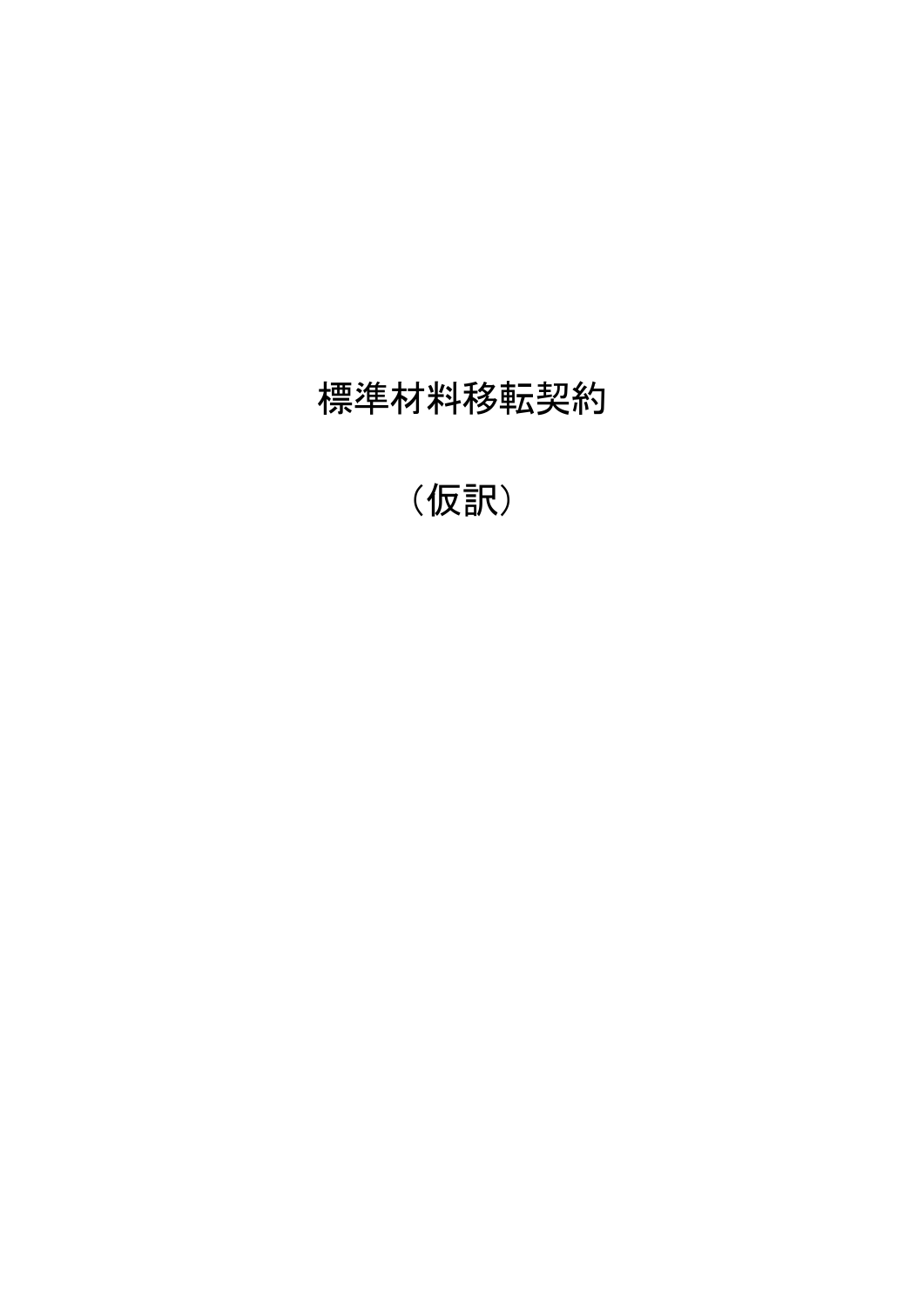# 標準材料移転契約

（仮訳）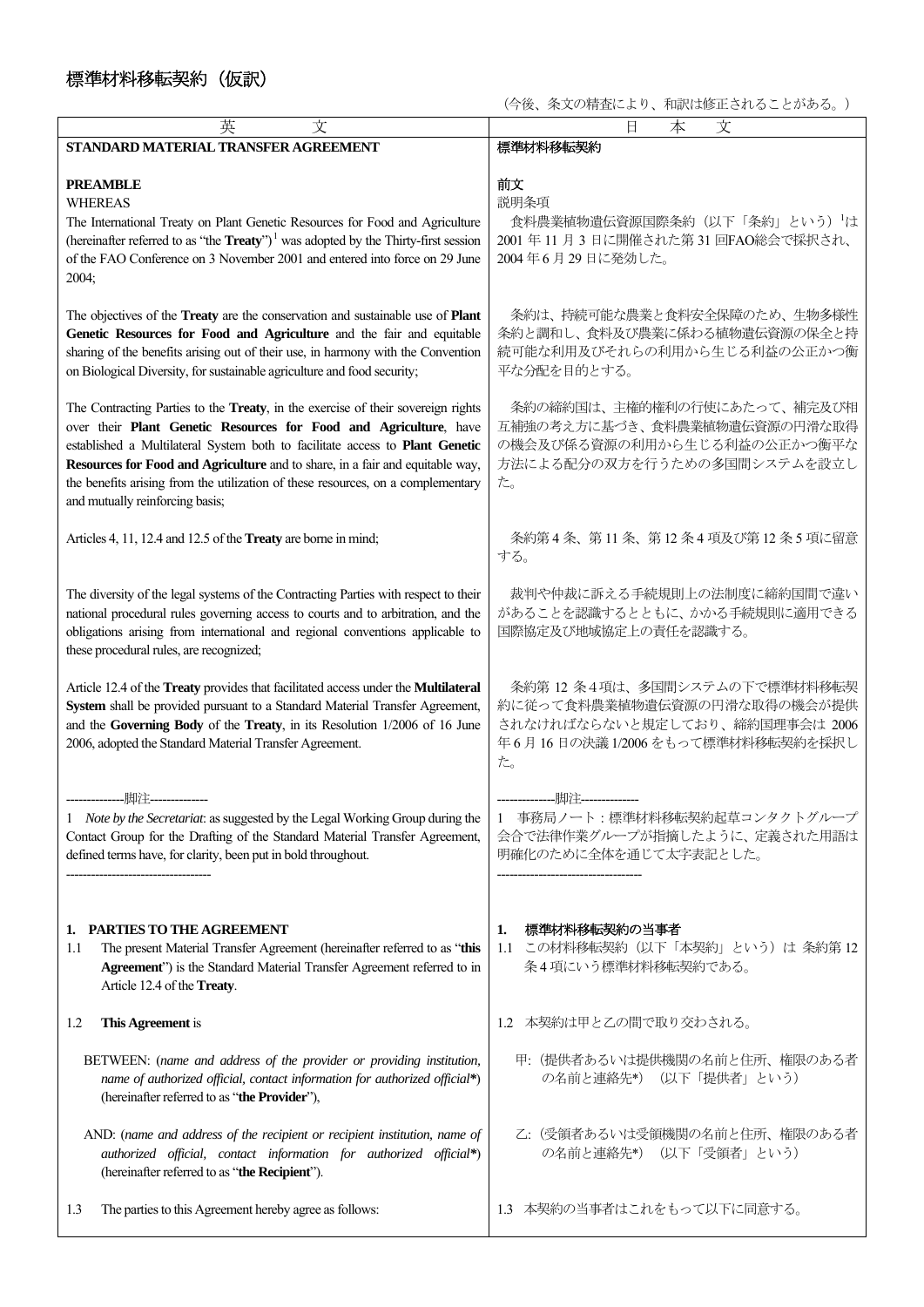# 標準材料移転契約（仮訳）

（今後、条文の精査により、和訳は修正されることがある。）

| 英　　文 | 日　本　文 |
|---|---|
| **STANDARD MATERIAL TRANSFER AGREEMENT** | 標準材料移転契約 |
| **PREAMBLE**<br>WHEREAS<br>The International Treaty on Plant Genetic Resources for Food and Agriculture (hereinafter referred to as "the **Treaty**")[1] was adopted by the Thirty-first session of the FAO Conference on 3 November 2001 and entered into force on 29 June 2004; | 前文<br>説明条項<br>食料農業植物遺伝資源国際条約（以下「条約」という）[1]は 2001 年 11 月 3 日に開催された第 31 回FAO総会で採択され、2004 年 6 月 29 日に発効した。 |
| The objectives of the **Treaty** are the conservation and sustainable use of **Plant Genetic Resources for Food and Agriculture** and the fair and equitable sharing of the benefits arising out of their use, in harmony with the Convention on Biological Diversity, for sustainable agriculture and food security; | 条約は、持続可能な農業と食料安全保障のため、生物多様性条約と調和し、食料及び農業に係わる植物遺伝資源の保全と持続可能な利用及びそれらの利用から生じる利益の公正かつ衡平な分配を目的とする。 |
| The Contracting Parties to the **Treaty**, in the exercise of their sovereign rights over their **Plant Genetic Resources for Food and Agriculture**, have established a Multilateral System both to facilitate access to **Plant Genetic Resources for Food and Agriculture** and to share, in a fair and equitable way, the benefits arising from the utilization of these resources, on a complementary and mutually reinforcing basis; | 条約の締約国は、主権的権利の行使にあたって、補完及び相互補強の考え方に基づき、食料農業植物遺伝資源の円滑な取得の機会及び係る資源の利用から生じる利益の公正かつ衡平な方法による配分の双方を行うための多国間システムを設立した。 |
| Articles 4, 11, 12.4 and 12.5 of the **Treaty** are borne in mind; | 条約第 4 条、第 11 条、第 12 条 4 項及び第 12 条 5 項に留意する。 |
| The diversity of the legal systems of the Contracting Parties with respect to their national procedural rules governing access to courts and to arbitration, and the obligations arising from international and regional conventions applicable to these procedural rules, are recognized; | 裁判や仲裁に訴える手続規則上の法制度に締約国間で違いがあることを認識するとともに、かかる手続規則に適用できる国際協定及び地域協定上の責任を認識する。 |
| Article 12.4 of the **Treaty** provides that facilitated access under the **Multilateral System** shall be provided pursuant to a Standard Material Transfer Agreement, and the **Governing Body** of the **Treaty**, in its Resolution 1/2006 of 16 June 2006, adopted the Standard Material Transfer Agreement. | 条約第 12 条4項は、多国間システムの下で標準材料移転契約に従って食料農業植物遺伝資源の円滑な取得の機会が提供されなければならないと規定しており、締約国理事会は 2006 年 6 月 16 日の決議 1/2006 をもって標準材料移転契約を採択した。 |
| --------------脚注--------------<br>1 *Note by the Secretariat*: as suggested by the Legal Working Group during the Contact Group for the Drafting of the Standard Material Transfer Agreement, defined terms have, for clarity, been put in bold throughout.<br>----------------------------------- | --------------脚注--------------<br>1 事務局ノート：標準材料移転契約起草コンタクトグループ会合で法律作業グループが指摘したように、定義された用語は明確化のために全体を通じて太字表記とした。<br>----------------------------------- |
| **1. PARTIES TO THE AGREEMENT**<br>1.1 The present Material Transfer Agreement (hereinafter referred to as "**this Agreement**") is the Standard Material Transfer Agreement referred to in Article 12.4 of the **Treaty**. | **1. 標準材料移転契約の当事者**<br>1.1 この材料移転契約（以下「本契約」という）は 条約第 12 条 4 項にいう標準材料移転契約である。 |
| 1.2 **This Agreement** is | 1.2 本契約は甲と乙の間で取り交わされる。 |
| BETWEEN: (*name and address of the provider or providing institution, name of authorized official, contact information for authorized official\**) (hereinafter referred to as "**the Provider**"), | 甲:（提供者あるいは提供機関の名前と住所、権限のある者の名前と連絡先\*）（以下「提供者」という） |
| AND: (*name and address of the recipient or recipient institution, name of authorized official, contact information for authorized official\**) (hereinafter referred to as "**the Recipient**"). | 乙:（受領者あるいは受領機関の名前と住所、権限のある者の名前と連絡先\*）（以下「受領者」という） |
| 1.3 The parties to this Agreement hereby agree as follows: | 1.3 本契約の当事者はこれをもって以下に同意する。 |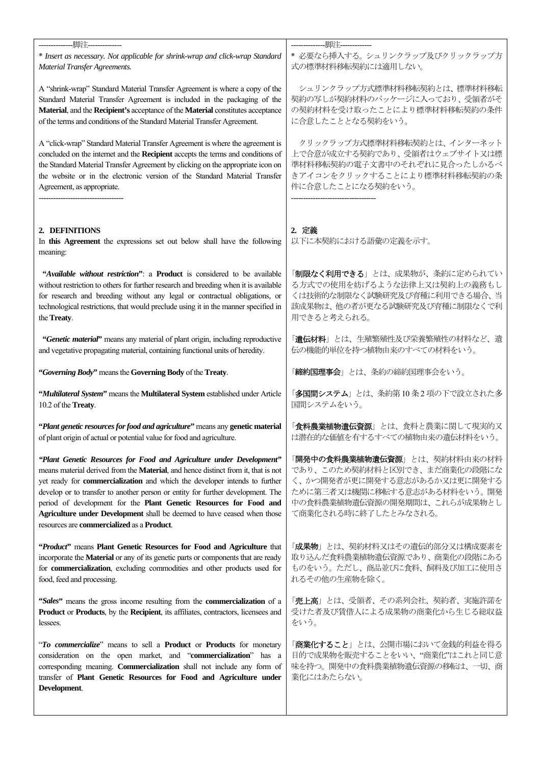--------------脚注--------------

*\* Insert as necessary. Not applicable for shrink-wrap and click-wrap Standard Material Transfer Agreements.*

\* 必要なら挿入する。シュリンクラップ及びクリックラップ方式の標準材料移転契約には適用しない。

A "shrink-wrap" Standard Material Transfer Agreement is where a copy of the Standard Material Transfer Agreement is included in the packaging of the **Material**, and the **Recipient's** acceptance of the **Material** constitutes acceptance of the terms and conditions of the Standard Material Transfer Agreement.

シュリンクラップ方式標準材料移転契約とは、標準材料移転契約の写しが契約材料のパッケージに入っており、受領者がその契約材料を受け取ったことにより標準材料移転契約の条件に合意したこととなる契約をいう。

A "click-wrap" Standard Material Transfer Agreement is where the agreement is concluded on the internet and the **Recipient** accepts the terms and conditions of the Standard Material Transfer Agreement by clicking on the appropriate icon on the website or in the electronic version of the Standard Material Transfer Agreement, as appropriate.

クリックラップ方式標準材料移転契約とは、インターネット上で合意が成立する契約であり、受領者はウェブサイト又は標準材料移転契約の電子文書中のそれぞれに見合ったしかるべきアイコンをクリックすることにより標準材料移転契約の条件に合意したことになる契約をいう。

-----------------------------------

## 2. DEFINITIONS

## 2. 定義

In **this Agreement** the expressions set out below shall have the following meaning:

以下に本契約における語彙の定義を示す。

***"Available without restriction"***: a **Product** is considered to be available without restriction to others for further research and breeding when it is available for research and breeding without any legal or contractual obligations, or technological restrictions, that would preclude using it in the manner specified in the **Treaty**.

「**制限なく利用できる**」とは、成果物が、条約に定められている方式での使用を妨げるような法律上又は契約上の義務もしくは技術的な制限なく試験研究及び育種に利用できる場合、当該成果物は、他の者が更なる試験研究及び育種に制限なくで利用できると考えられる。

***"Genetic material"*** means any material of plant origin, including reproductive and vegetative propagating material, containing functional units of heredity.

「**遺伝材料**」とは、生殖繁殖性及び栄養繁殖性の材料など、遺伝の機能的単位を持つ植物由来のすべての材料をいう。

***"Governing Body"*** means the **Governing Body** of the **Treaty**.

「**締約国理事会**」とは、条約の締約国理事会をいう。

***"Multilateral System"*** means the **Multilateral System** established under Article 10.2 of the **Treaty**.

「**多国間システム**」とは、条約第 10 条 2 項の下で設立された多国間システムをいう。

***"Plant genetic resources for food and agriculture"*** means any **genetic material** of plant origin of actual or potential value for food and agriculture.

「**食料農業植物遺伝資源**」とは、食料と農業に関して現実的又は潜在的な価値を有するすべての植物由来の遺伝材料をいう。

***"Plant Genetic Resources for Food and Agriculture under Development"*** means material derived from the **Material**, and hence distinct from it, that is not yet ready for **commercialization** and which the developer intends to further develop or to transfer to another person or entity for further development. The period of development for the **Plant Genetic Resources for Food and Agriculture under Development** shall be deemed to have ceased when those resources are **commercialized** as a **Product**.

「**開発中の食料農業植物遺伝資源**」とは、契約材料由来の材料であり、このため契約材料と区別でき、まだ商業化の段階になく、かつ開発者が更に開発する意志があるか又は更に開発するために第三者又は機関に移転する意志がある材料をいう。開発中の食料農業植物遺伝資源の開発期間は、これらが成果物として商業化される時に終了したとみなされる。

***"Product"*** means **Plant Genetic Resources for Food and Agriculture** that incorporate the **Material** or any of its genetic parts or components that are ready for **commercialization**, excluding commodities and other products used for food, feed and processing.

「**成果物**」とは、契約材料又はその遺伝的部分又は構成要素を取り込んだ食料農業植物遺伝資源であり、商業化の段階にあるものをいう。ただし、商品並びに食料、飼料及び加工に使用されるその他の生産物を除く。

***"Sales"*** means the gross income resulting from the **commercialization** of a **Product** or **Products**, by the **Recipient**, its affiliates, contractors, licensees and lessees.

「**売上高**」とは、受領者、その系列会社、契約者、実施許諾を受けた者及び賃借人による成果物の商業化から生じる総収益をいう。

"***To commercialize***" means to sell a **Product** or **Products** for monetary consideration on the open market, and "**commercialization**" has a corresponding meaning. **Commercialization** shall not include any form of transfer of **Plant Genetic Resources for Food and Agriculture under Development**.

「**商業化すること**」とは、公開市場において金銭的利益を得る目的で成果物を販売することをいい、"商業化"はこれと同じ意味を持つ。開発中の食料農業植物遺伝資源の移転は、一切、商業化にはあたらない。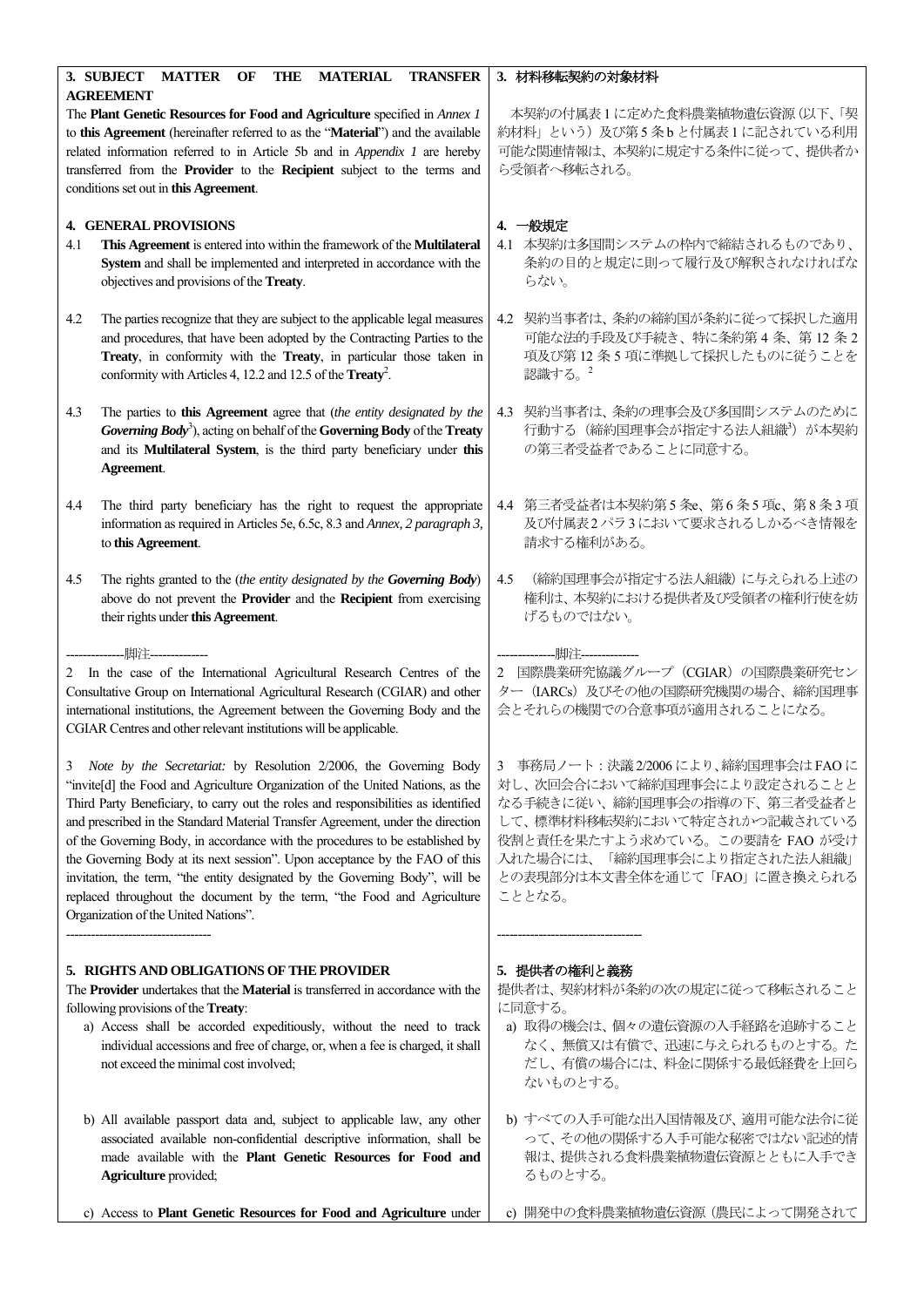| **3. SUBJECT MATTER OF THE MATERIAL TRANSFER AGREEMENT** | **3. 材料移転契約の対象材料** |
|---|---|
| The **Plant Genetic Resources for Food and Agriculture** specified in *Annex 1* to **this Agreement** (hereinafter referred to as the "**Material**") and the available related information referred to in Article 5b and in *Appendix 1* are hereby transferred from the **Provider** to the **Recipient** subject to the terms and conditions set out in **this Agreement**. | 本契約の付属表1に定めた食料農業植物遺伝資源（以下、「契約材料」という）及び第5条bと付属表1に記されている利用可能な関連情報は、本契約に規定する条件に従って、提供者から受領者へ移転される。 |
| **4. GENERAL PROVISIONS** | **4. 一般規定** |
| 4.1 **This Agreement** is entered into within the framework of the **Multilateral System** and shall be implemented and interpreted in accordance with the objectives and provisions of the **Treaty**. | 4.1 本契約は多国間システムの枠内で締結されるものであり、条約の目的と規定に則って履行及び解釈されなければならない。 |
| 4.2 The parties recognize that they are subject to the applicable legal measures and procedures, that have been adopted by the Contracting Parties to the **Treaty**, in conformity with the **Treaty**, in particular those taken in conformity with Articles 4, 12.2 and 12.5 of the **Treaty**[2]. | 4.2 契約当事者は、条約の締約国が条約に従って採択した適用可能な法的手段及び手続き、特に条約第4条、第12条2項及び第12条5項に準拠して採択したものに従うことを認識する。[2] |
| 4.3 The parties to **this Agreement** agree that (*the entity designated by the **Governing Body***[3]), acting on behalf of the **Governing Body** of the **Treaty** and its **Multilateral System**, is the third party beneficiary under **this Agreement**. | 4.3 契約当事者は、条約の理事会及び多国間システムのために行動する（締約国理事会が指定する法人組織[3]）が本契約の第三者受益者であることに同意する。 |
| 4.4 The third party beneficiary has the right to request the appropriate information as required in Articles 5e, 6.5c, 8.3 and *Annex, 2 paragraph 3,* to **this Agreement**. | 4.4 第三者受益者は本契約第5条e、第6条5項c、第8条3項及び付属表2パラ3において要求されるしかるべき情報を請求する権利がある。 |
| 4.5 The rights granted to the (*the entity designated by the **Governing Body***) above do not prevent the **Provider** and the **Recipient** from exercising their rights under **this Agreement**. | 4.5 （締約国理事会が指定する法人組織）に与えられる上述の権利は、本契約における提供者及び受領者の権利行使を妨げるものではない。 |
| --------------脚注-------------- | --------------脚注-------------- |
| 2 In the case of the International Agricultural Research Centres of the Consultative Group on International Agricultural Research (CGIAR) and other international institutions, the Agreement between the Governing Body and the CGIAR Centres and other relevant institutions will be applicable. | 2 国際農業研究協議グループ（CGIAR）の国際農業研究センター（IARCs）及びその他の国際研究機関の場合、締約国理事会とそれらの機関での合意事項が適用されることになる。 |
| 3 *Note by the Secretariat:* by Resolution 2/2006, the Governing Body "invite[d] the Food and Agriculture Organization of the United Nations, as the Third Party Beneficiary, to carry out the roles and responsibilities as identified and prescribed in the Standard Material Transfer Agreement, under the direction of the Governing Body, in accordance with the procedures to be established by the Governing Body at its next session". Upon acceptance by the FAO of this invitation, the term, "the entity designated by the Governing Body", will be replaced throughout the document by the term, "the Food and Agriculture Organization of the United Nations". | 3 事務局ノート：決議2/2006により、締約国理事会はFAOに対し、次回会合において締約国理事会により設定されることとなる手続きに従い、締約国理事会の指導の下、第三者受益者として、標準材料移転契約において特定されかつ記載されている役割と責任を果たすよう求めている。この要請をFAOが受け入れた場合には、「締約国理事会により指定された法人組織」との表現部分は本文書全体を通じて「FAO」に置き換えられることとなる。 |
| ---------------------------------- | ---------------------------------- |
| **5. RIGHTS AND OBLIGATIONS OF THE PROVIDER** | **5. 提供者の権利と義務** |
| The **Provider** undertakes that the **Material** is transferred in accordance with the following provisions of the **Treaty**: | 提供者は、契約材料が条約の次の規定に従って移転されることに同意する。 |
| a) Access shall be accorded expeditiously, without the need to track individual accessions and free of charge, or, when a fee is charged, it shall not exceed the minimal cost involved; | a) 取得の機会は、個々の遺伝資源の入手経路を追跡することなく、無償又は有償で、迅速に与えられるものとする。ただし、有償の場合には、料金に関係する最低経費を上回らないものとする。 |
| b) All available passport data and, subject to applicable law, any other associated available non-confidential descriptive information, shall be made available with the **Plant Genetic Resources for Food and Agriculture** provided; | b) すべての入手可能な出入国情報及び、適用可能な法令に従って、その他の関係する入手可能な秘密ではない記述的情報は、提供される食料農業植物遺伝資源とともに入手できるものとする。 |
| c) Access to **Plant Genetic Resources for Food and Agriculture** under | c) 開発中の食料農業植物遺伝資源（農民によって開発されて |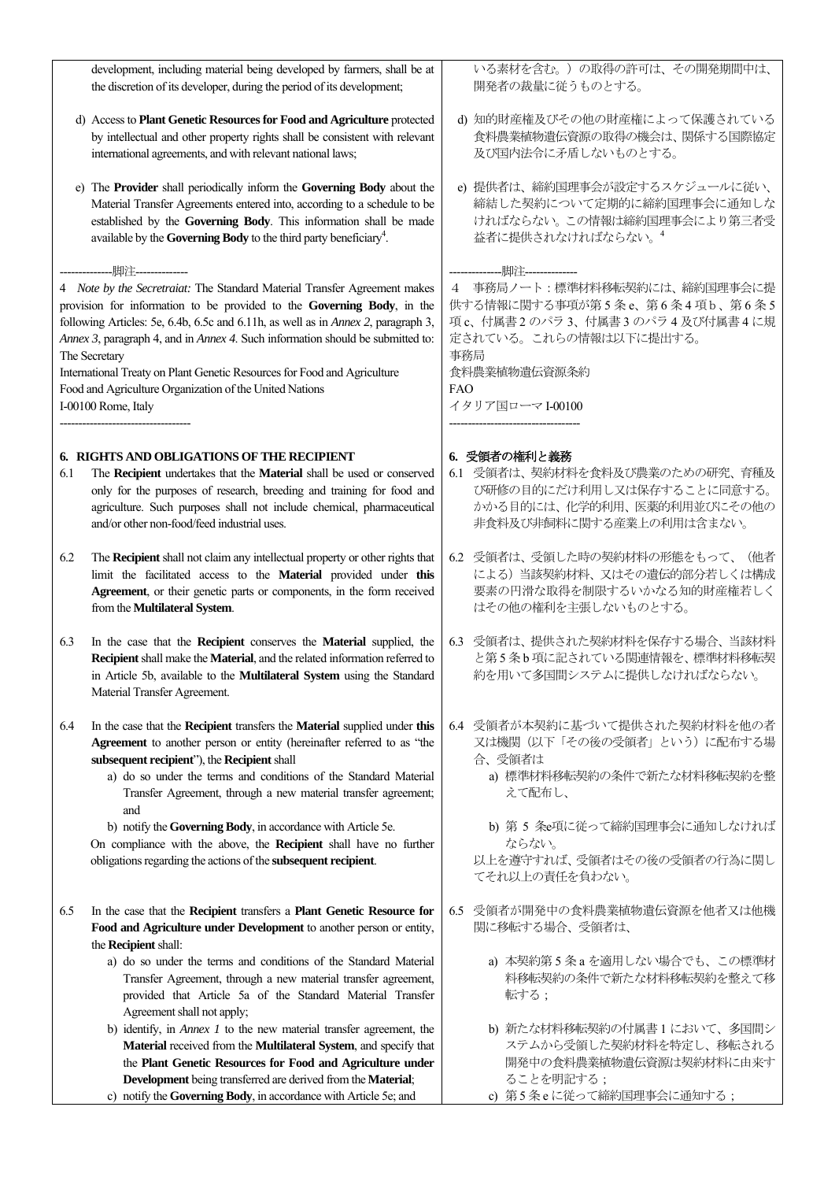development, including material being developed by farmers, shall be at the discretion of its developer, during the period of its development;

いる素材を含む。）の取得の許可は、その開発期間中は、開発者の裁量に従うものとする。

d) Access to **Plant Genetic Resources for Food and Agriculture** protected by intellectual and other property rights shall be consistent with relevant international agreements, and with relevant national laws;

d) 知的財産権及びその他の財産権によって保護されている食料農業植物遺伝資源の取得の機会は、関係する国際協定及び国内法令に矛盾しないものとする。

e) The **Provider** shall periodically inform the **Governing Body** about the Material Transfer Agreements entered into, according to a schedule to be established by the **Governing Body**. This information shall be made available by the **Governing Body** to the third party beneficiary[4].

e) 提供者は、締約国理事会が設定するスケジュールに従い、締結した契約について定期的に締約国理事会に通知しなければならない。この情報は締約国理事会により第三者受益者に提供されなければならない。[4]

--------------脚注--------------

4 *Note by the Secretariat:* The Standard Material Transfer Agreement makes provision for information to be provided to the **Governing Body**, in the following Articles: 5e, 6.4b, 6.5c and 6.11h, as well as in *Annex 2*, paragraph 3, *Annex 3*, paragraph 4, and in *Annex 4*. Such information should be submitted to:
The Secretary
International Treaty on Plant Genetic Resources for Food and Agriculture
Food and Agriculture Organization of the United Nations
I-00100 Rome, Italy

4 事務局ノート：標準材料移転契約には、締約国理事会に提供する情報に関する事項が第 5 条 e、第 6 条 4 項 b、第 6 条 5 項 c、付属書 2 のパラ 3、付属書 3 のパラ 4 及び付属書 4 に規定されている。これらの情報は以下に提出する。
事務局
食料農業植物遺伝資源条約
FAO
イタリア国ローマ I-00100

-----------------------------------

## 6. RIGHTS AND OBLIGATIONS OF THE RECIPIENT

## 6. 受領者の権利と義務

6.1 The **Recipient** undertakes that the **Material** shall be used or conserved only for the purposes of research, breeding and training for food and agriculture. Such purposes shall not include chemical, pharmaceutical and/or other non-food/feed industrial uses.

6.1 受領者は、契約材料を食料及び農業のための研究、育種及び研修の目的にだけ利用し又は保存することに同意する。かかる目的には、化学的利用、医薬的利用並びにその他の非食料及び非飼料に関する産業上の利用は含まない。

6.2 The **Recipient** shall not claim any intellectual property or other rights that limit the facilitated access to the **Material** provided under **this Agreement**, or their genetic parts or components, in the form received from the **Multilateral System**.

6.2 受領者は、受領した時の契約材料の形態をもって、（他者による）当該契約材料、又はその遺伝的部分若しくは構成要素の円滑な取得を制限するいかなる知的財産権若しくはその他の権利を主張しないものとする。

6.3 In the case that the **Recipient** conserves the **Material** supplied, the **Recipient** shall make the **Material**, and the related information referred to in Article 5b, available to the **Multilateral System** using the Standard Material Transfer Agreement.

6.3 受領者は、提供された契約材料を保存する場合、当該材料と第 5 条 b 項に記されている関連情報を、標準材料移転契約を用いて多国間システムに提供しなければならない。

6.4 In the case that the **Recipient** transfers the **Material** supplied under **this Agreement** to another person or entity (hereinafter referred to as "the **subsequent recipient**"), the **Recipient** shall

a) do so under the terms and conditions of the Standard Material Transfer Agreement, through a new material transfer agreement; and

b) notify the **Governing Body**, in accordance with Article 5e.

On compliance with the above, the **Recipient** shall have no further obligations regarding the actions of the **subsequent recipient**.

6.4 受領者が本契約に基づいて提供された契約材料を他の者又は機関（以下「その後の受領者」という）に配布する場合、受領者は

a) 標準材料移転契約の条件で新たな材料移転契約を整えて配布し、

b) 第 5 条e項に従って締約国理事会に通知しなければならない。

以上を遵守すれば、受領者はその後の受領者の行為に関してそれ以上の責任を負わない。

6.5 In the case that the **Recipient** transfers a **Plant Genetic Resource for Food and Agriculture under Development** to another person or entity, the **Recipient** shall:

a) do so under the terms and conditions of the Standard Material Transfer Agreement, through a new material transfer agreement, provided that Article 5a of the Standard Material Transfer Agreement shall not apply;

b) identify, in *Annex 1* to the new material transfer agreement, the **Material** received from the **Multilateral System**, and specify that the **Plant Genetic Resources for Food and Agriculture under Development** being transferred are derived from the **Material**;

c) notify the **Governing Body**, in accordance with Article 5e; and

6.5 受領者が開発中の食料農業植物遺伝資源を他者又は他機関に移転する場合、受領者は、

a) 本契約第 5 条 a を適用しない場合でも、この標準材料移転契約の条件で新たな材料移転契約を整えて移転する；

b) 新たな材料移転契約の付属書 1 において、多国間システムから受領した契約材料を特定し、移転される開発中の食料農業植物遺伝資源は契約材料に由来することを明記する；

c) 第 5 条 e に従って締約国理事会に通知する；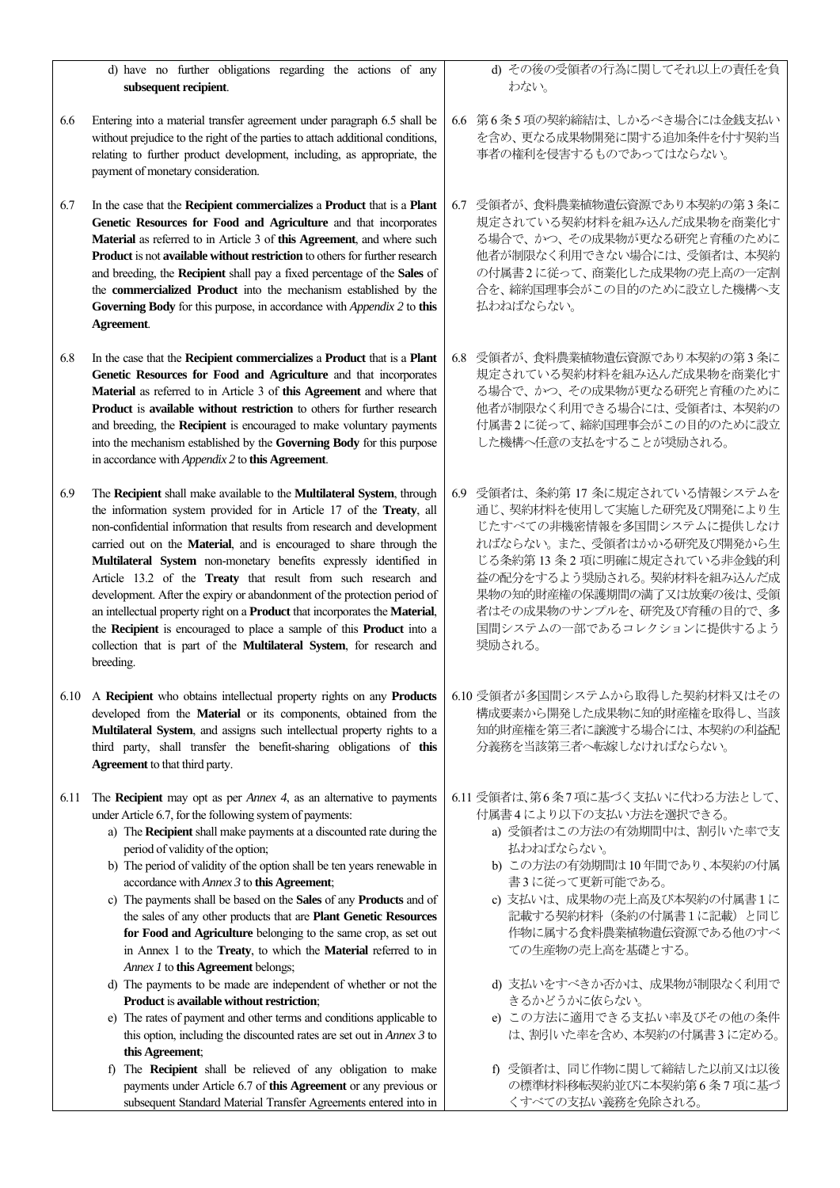| | |
|---|---|
| d) have no further obligations regarding the actions of any **subsequent recipient**. | d) その後の受領者の行為に関してそれ以上の責任を負わない。 |
| 6.6 Entering into a material transfer agreement under paragraph 6.5 shall be without prejudice to the right of the parties to attach additional conditions, relating to further product development, including, as appropriate, the payment of monetary consideration. | 6.6 第6条5項の契約締結は、しかるべき場合には金銭支払いを含め、更なる成果物開発に関する追加条件を付す契約当事者の権利を侵害するものであってはならない。 |
| 6.7 In the case that the **Recipient commercializes** a **Product** that is a **Plant Genetic Resources for Food and Agriculture** and that incorporates **Material** as referred to in Article 3 of **this Agreement**, and where such **Product** is not **available without restriction** to others for further research and breeding, the **Recipient** shall pay a fixed percentage of the **Sales** of the **commercialized Product** into the mechanism established by the **Governing Body** for this purpose, in accordance with *Appendix 2* to **this Agreement**. | 6.7 受領者が、食料農業植物遺伝資源であり本契約の第3条に規定されている契約材料を組み込んだ成果物を商業化する場合で、かつ、その成果物が更なる研究と育種のために他者が制限なく利用できない場合には、受領者は、本契約の付属書2に従って、商業化した成果物の売上高の一定割合を、締約国理事会がこの目的のために設立した機構へ支払わねばならない。 |
| 6.8 In the case that the **Recipient commercializes** a **Product** that is a **Plant Genetic Resources for Food and Agriculture** and that incorporates **Material** as referred to in Article 3 of **this Agreement** and where that **Product** is **available without restriction** to others for further research and breeding, the **Recipient** is encouraged to make voluntary payments into the mechanism established by the **Governing Body** for this purpose in accordance with *Appendix 2* to **this Agreement**. | 6.8 受領者が、食料農業植物遺伝資源であり本契約の第3条に規定されている契約材料を組み込んだ成果物を商業化する場合で、かつ、その成果物が更なる研究と育種のために他者が制限なく利用できる場合には、受領者は、本契約の付属書2に従って、締約国理事会がこの目的のために設立した機構へ任意の支払をすることが奨励される。 |
| 6.9 The **Recipient** shall make available to the **Multilateral System**, through the information system provided for in Article 17 of the **Treaty**, all non-confidential information that results from research and development carried out on the **Material**, and is encouraged to share through the **Multilateral System** non-monetary benefits expressly identified in Article 13.2 of the **Treaty** that result from such research and development. After the expiry or abandonment of the protection period of an intellectual property right on a **Product** that incorporates the **Material**, the **Recipient** is encouraged to place a sample of this **Product** into a collection that is part of the **Multilateral System**, for research and breeding. | 6.9 受領者は、条約第17条に規定されている情報システムを通じ、契約材料を使用して実施した研究及び開発により生じたすべての非機密情報を多国間システムに提供しなければならない。また、受領者はかかる研究及び開発から生じる条約第13条2項に明確に規定されている非金銭的利益の配分をするよう奨励される。契約材料を組み込んだ成果物の知的財産権の保護期間の満了又は放棄の後は、受領者はその成果物のサンプルを、研究及び育種の目的で、多国間システムの一部であるコレクションに提供するよう奨励される。 |
| 6.10 A **Recipient** who obtains intellectual property rights on any **Products** developed from the **Material** or its components, obtained from the **Multilateral System**, and assigns such intellectual property rights to a third party, shall transfer the benefit-sharing obligations of **this Agreement** to that third party. | 6.10 受領者が多国間システムから取得した契約材料又はその構成要素から開発した成果物に知的財産権を取得し、当該知的財産権を第三者に譲渡する場合には、本契約の利益配分義務を当該第三者へ転嫁しなければならない。 |
| 6.11 The **Recipient** may opt as per *Annex 4*, as an alternative to payments under Article 6.7, for the following system of payments:<br>a) The **Recipient** shall make payments at a discounted rate during the period of validity of the option;<br>b) The period of validity of the option shall be ten years renewable in accordance with *Annex 3* to **this Agreement**;<br>c) The payments shall be based on the **Sales** of any **Products** and of the sales of any other products that are **Plant Genetic Resources for Food and Agriculture** belonging to the same crop, as set out in Annex 1 to the **Treaty**, to which the **Material** referred to in *Annex 1* to **this Agreement** belongs;<br>d) The payments to be made are independent of whether or not the **Product** is **available without restriction**;<br>e) The rates of payment and other terms and conditions applicable to this option, including the discounted rates are set out in *Annex 3* to **this Agreement**;<br>f) The **Recipient** shall be relieved of any obligation to make payments under Article 6.7 of **this Agreement** or any previous or subsequent Standard Material Transfer Agreements entered into in | 6.11 受領者は、第6条7項に基づく支払いに代わる方法として、付属書4により以下の支払い方法を選択できる。<br>a) 受領者はこの方法の有効期間中は、割引いた率で支払わねばならない。<br>b) この方法の有効期間は10年間であり、本契約の付属書3に従って更新可能である。<br>c) 支払いは、成果物の売上高及び本契約の付属書1に記載する契約材料（条約の付属書1に記載）と同じ作物に属する食料農業植物遺伝資源である他のすべての生産物の売上高を基礎とする。<br>d) 支払いをすべきか否かは、成果物が制限なく利用できるかどうかに依らない。<br>e) この方法に適用できる支払い率及びその他の条件は、割引いた率を含め、本契約の付属書3に定める。<br>f) 受領者は、同じ作物に関して締結した以前又は以後の標準材料移転契約並びに本契約第6条7項に基づくすべての支払い義務を免除される。 |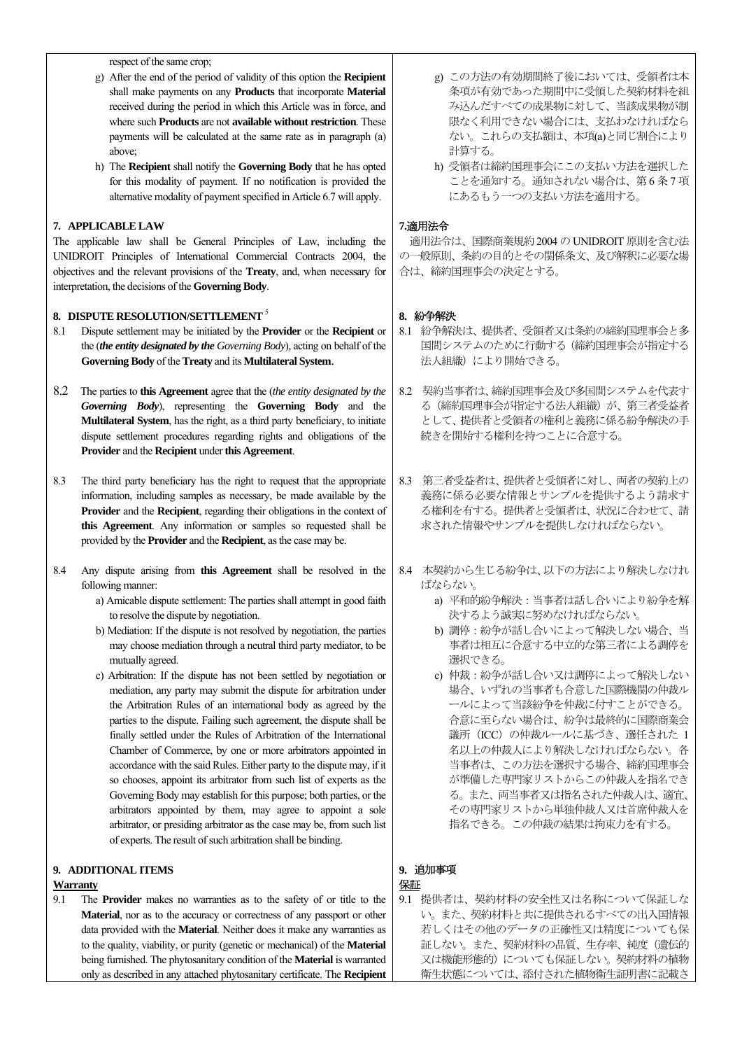respect of the same crop;

g) After the end of the period of validity of this option the **Recipient** shall make payments on any **Products** that incorporate **Material** received during the period in which this Article was in force, and where such **Products** are not **available without restriction**. These payments will be calculated at the same rate as in paragraph (a) above;

h) The **Recipient** shall notify the **Governing Body** that he has opted for this modality of payment. If no notification is provided the alternative modality of payment specified in Article 6.7 will apply.

## 7. APPLICABLE LAW

The applicable law shall be General Principles of Law, including the UNIDROIT Principles of International Commercial Contracts 2004, the objectives and the relevant provisions of the **Treaty**, and, when necessary for interpretation, the decisions of the **Governing Body**.

## 8. DISPUTE RESOLUTION/SETTLEMENT[5]

8.1 Dispute settlement may be initiated by the **Provider** or the **Recipient** or the (***the entity designated by the*** *Governing Body*), acting on behalf of the **Governing Body** of the **Treaty** and its **Multilateral System**.

8.2 The parties to **this Agreement** agree that the (*the entity designated by the **Governing Body***), representing the **Governing Body** and the **Multilateral System**, has the right, as a third party beneficiary, to initiate dispute settlement procedures regarding rights and obligations of the **Provider** and the **Recipient** under **this Agreement**.

8.3 The third party beneficiary has the right to request that the appropriate information, including samples as necessary, be made available by the **Provider** and the **Recipient**, regarding their obligations in the context of **this Agreement**. Any information or samples so requested shall be provided by the **Provider** and the **Recipient**, as the case may be.

8.4 Any dispute arising from **this Agreement** shall be resolved in the following manner:

a) Amicable dispute settlement: The parties shall attempt in good faith to resolve the dispute by negotiation.

b) Mediation: If the dispute is not resolved by negotiation, the parties may choose mediation through a neutral third party mediator, to be mutually agreed.

c) Arbitration: If the dispute has not been settled by negotiation or mediation, any party may submit the dispute for arbitration under the Arbitration Rules of an international body as agreed by the parties to the dispute. Failing such agreement, the dispute shall be finally settled under the Rules of Arbitration of the International Chamber of Commerce, by one or more arbitrators appointed in accordance with the said Rules. Either party to the dispute may, if it so chooses, appoint its arbitrator from such list of experts as the Governing Body may establish for this purpose; both parties, or the arbitrators appointed by them, may agree to appoint a sole arbitrator, or presiding arbitrator as the case may be, from such list of experts. The result of such arbitration shall be binding.

## 9. ADDITIONAL ITEMS

**Warranty**

9.1 The **Provider** makes no warranties as to the safety of or title to the **Material**, nor as to the accuracy or correctness of any passport or other data provided with the **Material**. Neither does it make any warranties as to the quality, viability, or purity (genetic or mechanical) of the **Material** being furnished. The phytosanitary condition of the **Material** is warranted only as described in any attached phytosanitary certificate. The **Recipient**

g) この方法の有効期間終了後においては、受領者は本条項が有効であった期間中に受領した契約材料を組み込んだすべての成果物に対して、当該成果物が制限なく利用できない場合には、支払わなければならない。これらの支払額は、本項(a)と同じ割合により計算する。

h) 受領者は締約国理事会にこの支払い方法を選択したことを通知する。通知されない場合は、第6条7項にあるもう一つの支払い方法を適用する。

## 7.適用法令

適用法令は、国際商業規約 2004 の UNIDROIT 原則を含む法の一般原則、条約の目的とその関係条文、及び解釈に必要な場合は、締約国理事会の決定とする。

## 8. 紛争解決

8.1 紛争解決は、提供者、受領者又は条約の締約国理事会と多国間システムのために行動する（締約国理事会が指定する法人組織）により開始できる。

8.2 契約当事者は、締約国理事会及び多国間システムを代表する（締約国理事会が指定する法人組織）が、第三者受益者として、提供者と受領者の権利と義務に係る紛争解決の手続きを開始する権利を持つことに合意する。

8.3 第三者受益者は、提供者と受領者に対し、両者の契約上の義務に係る必要な情報とサンプルを提供するよう請求する権利を有する。提供者と受領者は、状況に合わせて、請求された情報やサンプルを提供しなければならない。

8.4 本契約から生じる紛争は、以下の方法により解決しなければならない。

a) 平和的紛争解決：当事者は話し合いにより紛争を解決するよう誠実に努めなければならない。

b) 調停：紛争が話し合いによって解決しない場合、当事者は相互に合意する中立的な第三者による調停を選択できる。

c) 仲裁：紛争が話し合い又は調停によって解決しない場合、いずれの当事者も合意した国際機関の仲裁ルールによって当該紛争を仲裁に付すことができる。合意に至らない場合は、紛争は最終的に国際商業会議所（ICC）の仲裁ルールに基づき、選任された 1 名以上の仲裁人により解決しなければならない。各当事者は、この方法を選択する場合、締約国理事会が準備した専門家リストからこの仲裁人を指名できる。また、両当事者又は指名された仲裁人は、適宜、その専門家リストから単独仲裁人又は首席仲裁人を指名できる。この仲裁の結果は拘束力を有する。

## 9. 追加事項

保証

9.1 提供者は、契約材料の安全性又は名称について保証しない。また、契約材料と共に提供されるすべての出入国情報若しくはその他のデータの正確性又は精度についても保証しない。また、契約材料の品質、生存率、純度（遺伝的又は機能形態的）についても保証しない。契約材料の植物衛生状態については、添付された植物衛生証明書に記載さ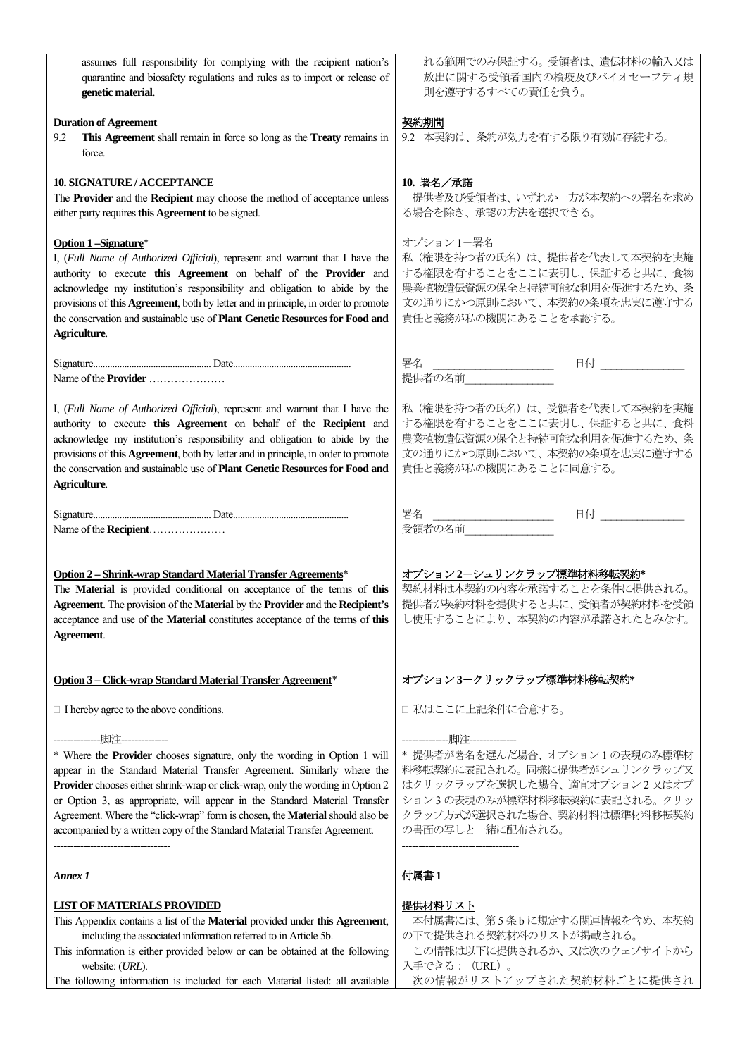assumes full responsibility for complying with the recipient nation's quarantine and biosafety regulations and rules as to import or release of **genetic material**.

れる範囲でのみ保証する。受領者は、遺伝材料の輸入又は放出に関する受領者国内の検疫及びバイオセーフティ規則を遵守するすべての責任を負う。

**Duration of Agreement**

9.2 **This Agreement** shall remain in force so long as the **Treaty** remains in force.

**契約期間**

9.2 本契約は、条約が効力を有する限り有効に存続する。

**10. SIGNATURE / ACCEPTANCE**

The **Provider** and the **Recipient** may choose the method of acceptance unless either party requires **this Agreement** to be signed.

**10. 署名／承諾**

提供者及び受領者は、いずれか一方が本契約への署名を求める場合を除き、承認の方法を選択できる。

**Option 1 –Signature***

I, (*Full Name of Authorized Official*), represent and warrant that I have the authority to execute **this Agreement** on behalf of the **Provider** and acknowledge my institution's responsibility and obligation to abide by the provisions of **this Agreement**, both by letter and in principle, in order to promote the conservation and sustainable use of **Plant Genetic Resources for Food and Agriculture**.

オプション１－署名

私（権限を持つ者の氏名）は、提供者を代表して本契約を実施する権限を有することをここに表明し、保証すると共に、食物農業植物遺伝資源の保全と持続可能な利用を促進するため、条文の通りにかつ原則において、本契約の条項を忠実に遵守する責任と義務が私の機関にあることを承認する。

Signature................................................ Date................................................
Name of the **Provider** …………………

署名 ____________________ 日付 ______________
提供者の名前______________

I, (*Full Name of Authorized Official*), represent and warrant that I have the authority to execute **this Agreement** on behalf of the **Recipient** and acknowledge my institution's responsibility and obligation to abide by the provisions of **this Agreement**, both by letter and in principle, in order to promote the conservation and sustainable use of **Plant Genetic Resources for Food and Agriculture**.

私（権限を持つ者の氏名）は、受領者を代表して本契約を実施する権限を有することをここに表明し、保証すると共に、食料農業植物遺伝資源の保全と持続可能な利用を促進するため、条文の通りにかつ原則において、本契約の条項を忠実に遵守する責任と義務が私の機関にあることに同意する。

Signature................................................ Date................................................
Name of the **Recipient**…………………

署名 ____________________ 日付 ______________
受領者の名前______________

**Option 2 – Shrink-wrap Standard Material Transfer Agreements***

The **Material** is provided conditional on acceptance of the terms of **this Agreement**. The provision of the **Material** by the **Provider** and the **Recipient's** acceptance and use of the **Material** constitutes acceptance of the terms of **this Agreement**.

**オプション２－シュリンクラップ標準材料移転契約***

契約材料は本契約の内容を承諾することを条件に提供される。提供者が契約材料を提供すると共に、受領者が契約材料を受領し使用することにより、本契約の内容が承諾されたとみなす。

**Option 3 – Click-wrap Standard Material Transfer Agreement***

□ I hereby agree to the above conditions.

**オプション３－クリックラップ標準材料移転契約***

□ 私はここに上記条件に合意する。

--------------脚注--------------

* Where the **Provider** chooses signature, only the wording in Option 1 will appear in the Standard Material Transfer Agreement. Similarly where the **Provider** chooses either shrink-wrap or click-wrap, only the wording in Option 2 or Option 3, as appropriate, will appear in the Standard Material Transfer Agreement. Where the "click-wrap" form is chosen, the **Material** should also be accompanied by a written copy of the Standard Material Transfer Agreement.

-----------------------------------

--------------脚注--------------

* 提供者が署名を選んだ場合、オプション１の表現のみ標準材料移転契約に表記される。同様に提供者がシュリンクラップ又はクリックラップを選択した場合、適宜オプション２又はオプション３の表現のみが標準材料移転契約に表記される。クリックラップ方式が選択された場合、契約材料は標準材料移転契約の書面の写しと一緒に配布される。

-----------------------------------

***Annex 1***

**LIST OF MATERIALS PROVIDED**

This Appendix contains a list of the **Material** provided under **this Agreement**, including the associated information referred to in Article 5b.

This information is either provided below or can be obtained at the following website: (*URL*).

The following information is included for each Material listed: all available

**付属書１**

**提供材料リスト**

本付属書には、第５条ｂに規定する関連情報を含め、本契約の下で提供される契約材料のリストが掲載される。

この情報は以下に提供されるか、又は次のウェブサイトから入手できる：（URL）。

次の情報がリストアップされた契約材料ごとに提供され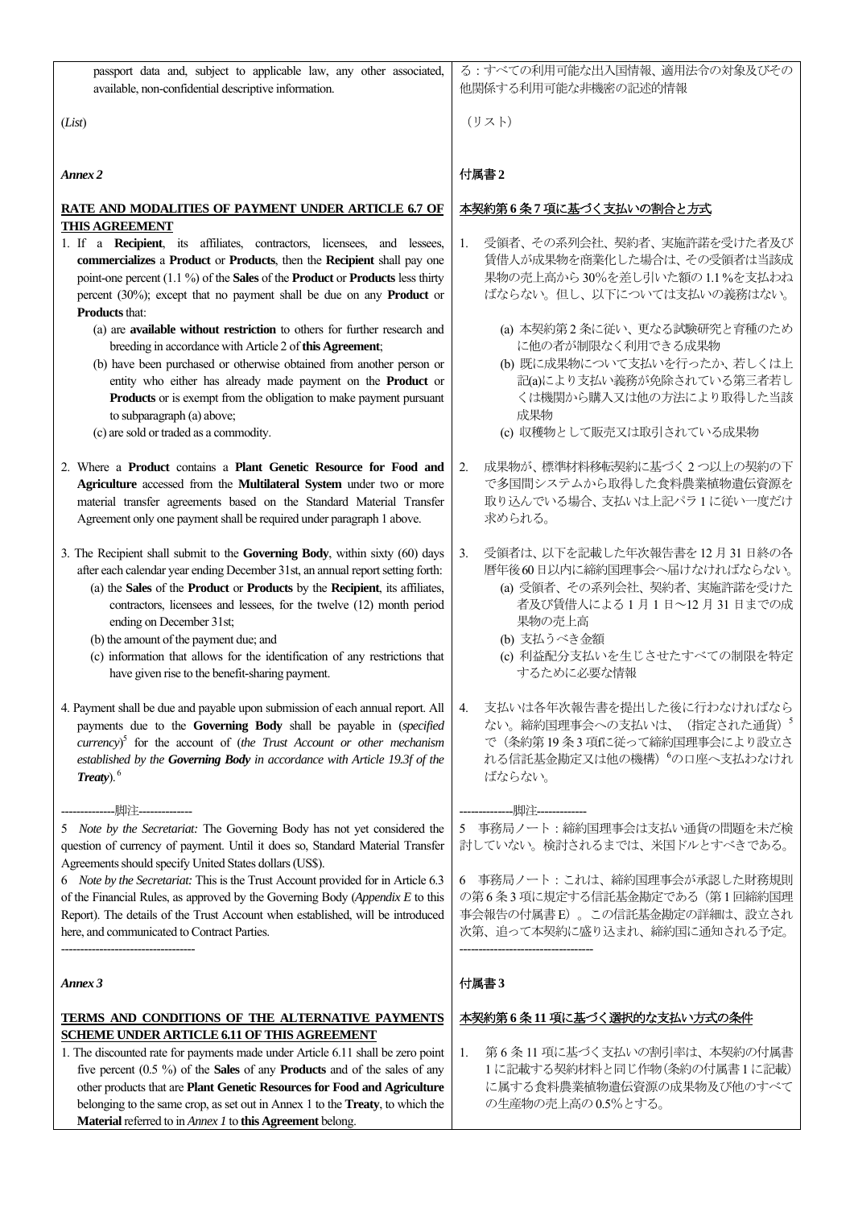passport data and, subject to applicable law, any other associated, available, non-confidential descriptive information.

る：すべての利用可能な出入国情報、適用法令の対象及びその他関係する利用可能な非機密の記述的情報

(*List*)

（リスト）

### *Annex 2*

### 付属書 2

**RATE AND MODALITIES OF PAYMENT UNDER ARTICLE 6.7 OF THIS AGREEMENT**

本契約第 6 条 7 項に基づく支払いの割合と方式

1. If a **Recipient**, its affiliates, contractors, licensees, and lessees, **commercializes** a **Product** or **Products**, then the **Recipient** shall pay one point-one percent (1.1 %) of the **Sales** of the **Product** or **Products** less thirty percent (30%); except that no payment shall be due on any **Product** or **Products** that:
   - (a) are **available without restriction** to others for further research and breeding in accordance with Article 2 of **this Agreement**;
   - (b) have been purchased or otherwise obtained from another person or entity who either has already made payment on the **Product** or **Products** or is exempt from the obligation to make payment pursuant to subparagraph (a) above;
   - (c) are sold or traded as a commodity.

1. 受領者、その系列会社、契約者、実施許諾を受けた者及び賃借人が成果物を商業化した場合は、その受領者は当該成果物の売上高から 30%を差し引いた額の 1.1 %を支払わねばならない。但し、以下については支払いの義務はない。
   - (a) 本契約第 2 条に従い、更なる試験研究と育種のために他の者が制限なく利用できる成果物
   - (b) 既に成果物について支払いを行ったか、若しくは上記(a)により支払い義務が免除されている第三者若しくは機関から購入又は他の方法により取得した当該成果物
   - (c) 収穫物として販売又は取引されている成果物

2. Where a **Product** contains a **Plant Genetic Resource for Food and Agriculture** accessed from the **Multilateral System** under two or more material transfer agreements based on the Standard Material Transfer Agreement only one payment shall be required under paragraph 1 above.

2. 成果物が、標準材料移転契約に基づく 2 つ以上の契約の下で多国間システムから取得した食料農業植物遺伝資源を取り込んでいる場合、支払いは上記パラ 1 に従い一度だけ求められる。

3. The Recipient shall submit to the **Governing Body**, within sixty (60) days after each calendar year ending December 31st, an annual report setting forth:
   - (a) the **Sales** of the **Product** or **Products** by the **Recipient**, its affiliates, contractors, licensees and lessees, for the twelve (12) month period ending on December 31st;
   - (b) the amount of the payment due; and
   - (c) information that allows for the identification of any restrictions that have given rise to the benefit-sharing payment.

3. 受領者は、以下を記載した年次報告書を 12 月 31 日終の各暦年後 60 日以内に締約国理事会へ届けなければならない。
   - (a) 受領者、その系列会社、契約者、実施許諾を受けた者及び賃借人による 1 月 1 日～12 月 31 日までの成果物の売上高
   - (b) 支払うべき金額
   - (c) 利益配分支払いを生じさせたすべての制限を特定するために必要な情報

4. Payment shall be due and payable upon submission of each annual report. All payments due to the **Governing Body** shall be payable in (*specified currency*)[5] for the account of (*the Trust Account or other mechanism established by the **Governing Body** in accordance with Article 19.3f of the **Treaty***).[6]

4. 支払いは各年次報告書を提出した後に行わなければならない。締約国理事会への支払いは、（指定された通貨）[5]で（条約第 19 条 3 項f に従って締約国理事会により設立される信託基金勘定又は他の機構）[6]の口座へ支払わなければならない。

--------------脚注--------------

5 *Note by the Secretariat:* The Governing Body has not yet considered the question of currency of payment. Until it does so, Standard Material Transfer Agreements should specify United States dollars (US$).

6 *Note by the Secretariat:* This is the Trust Account provided for in Article 6.3 of the Financial Rules, as approved by the Governing Body (*Appendix E* to this Report). The details of the Trust Account when established, will be introduced here, and communicated to Contract Parties.

-----------------------------------

--------------脚注-------------

5 事務局ノート：締約国理事会は支払い通貨の問題を未だ検討していない。検討されるまでは、米国ドルとすべきである。

6 事務局ノート：これは、締約国理事会が承認した財務規則の第 6 条 3 項に規定する信託基金勘定である（第 1 回締約国理事会報告の付属書 E）。この信託基金勘定の詳細は、設立され次第、追って本契約に盛り込まれ、締約国に通知される予定。

-----------------------------------

### *Annex 3*

### 付属書 3

**TERMS AND CONDITIONS OF THE ALTERNATIVE PAYMENTS SCHEME UNDER ARTICLE 6.11 OF THIS AGREEMENT**

本契約第 6 条 11 項に基づく選択的な支払い方式の条件

1. The discounted rate for payments made under Article 6.11 shall be zero point five percent (0.5 %) of the **Sales** of any **Products** and of the sales of any other products that are **Plant Genetic Resources for Food and Agriculture** belonging to the same crop, as set out in Annex 1 to the **Treaty**, to which the **Material** referred to in *Annex 1* to **this Agreement** belong.

1. 第 6 条 11 項に基づく支払いの割引率は、本契約の付属書 1 に記載する契約材料と同じ作物（条約の付属書 1 に記載）に属する食料農業植物遺伝資源の成果物及び他のすべての生産物の売上高の 0.5%とする。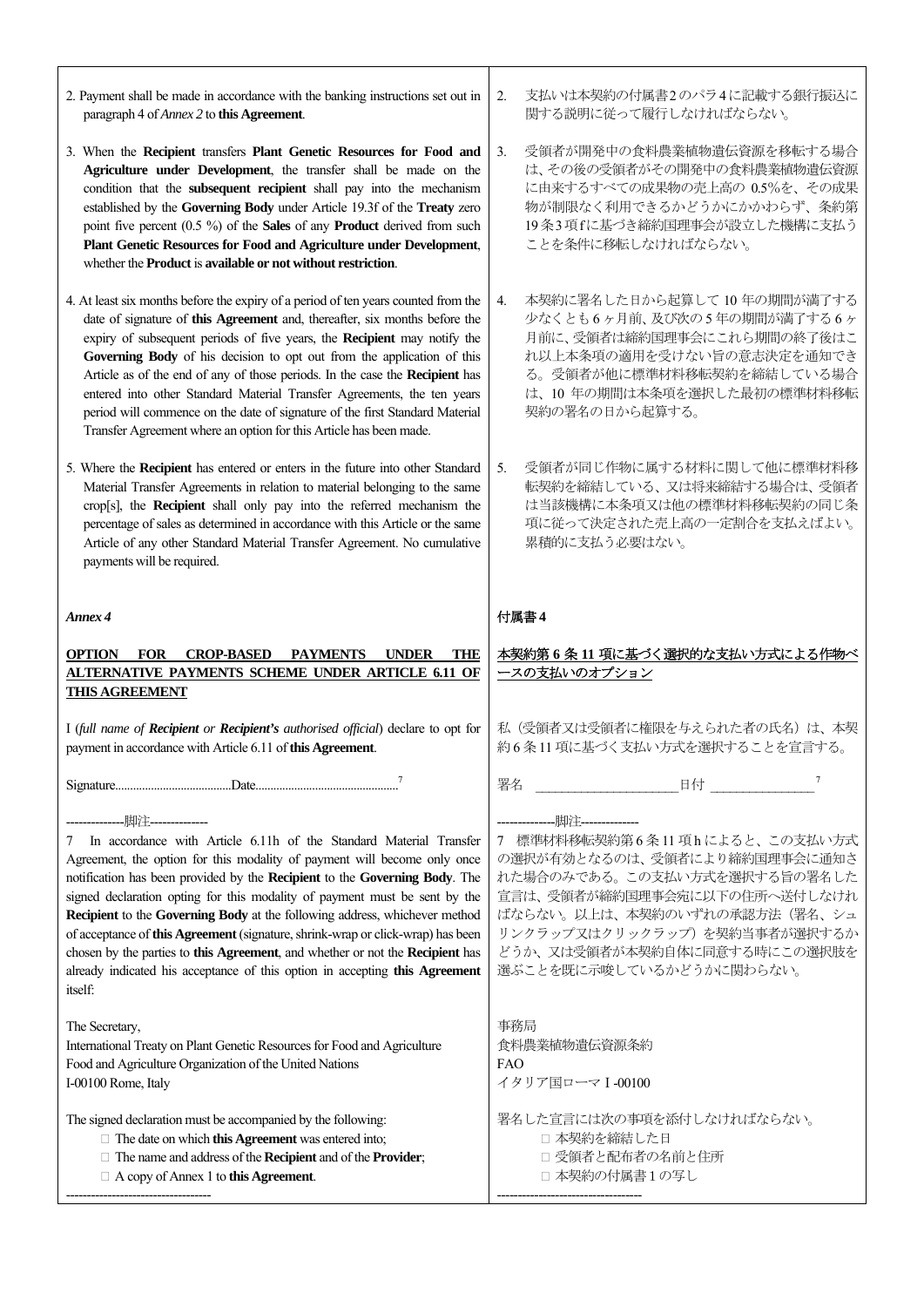2. Payment shall be made in accordance with the banking instructions set out in paragraph 4 of *Annex 2* to **this Agreement**.

2. 支払いは本契約の付属書2のパラ4に記載する銀行振込に関する説明に従って履行しなければならない。

3. When the **Recipient** transfers **Plant Genetic Resources for Food and Agriculture under Development**, the transfer shall be made on the condition that the **subsequent recipient** shall pay into the mechanism established by the **Governing Body** under Article 19.3f of the **Treaty** zero point five percent (0.5 %) of the **Sales** of any **Product** derived from such **Plant Genetic Resources for Food and Agriculture under Development**, whether the **Product** is **available or not without restriction**.

3. 受領者が開発中の食料農業植物遺伝資源を移転する場合は、その後の受領者がその開発中の食料農業植物遺伝資源に由来するすべての成果物の売上高の 0.5%を、その成果物が制限なく利用できるかどうかにかかわらず、条約第19条3項fに基づき締約国理事会が設立した機構に支払うことを条件に移転しなければならない。

4. At least six months before the expiry of a period of ten years counted from the date of signature of **this Agreement** and, thereafter, six months before the expiry of subsequent periods of five years, the **Recipient** may notify the **Governing Body** of his decision to opt out from the application of this Article as of the end of any of those periods. In the case the **Recipient** has entered into other Standard Material Transfer Agreements, the ten years period will commence on the date of signature of the first Standard Material Transfer Agreement where an option for this Article has been made.

4. 本契約に署名した日から起算して 10 年の期間が満了する少なくとも 6 ヶ月前、及び次の 5 年の期間が満了する 6 ヶ月前に、受領者は締約国理事会にこれら期間の終了後はこれ以上本条項の適用を受けない旨の意志決定を通知できる。受領者が他に標準材料移転契約を締結している場合は、10 年の期間は本条項を選択した最初の標準材料移転契約の署名の日から起算する。

5. Where the **Recipient** has entered or enters in the future into other Standard Material Transfer Agreements in relation to material belonging to the same crop[s], the **Recipient** shall only pay into the referred mechanism the percentage of sales as determined in accordance with this Article or the same Article of any other Standard Material Transfer Agreement. No cumulative payments will be required.

5. 受領者が同じ作物に属する材料に関して他に標準材料移転契約を締結している、又は将来締結する場合は、受領者は当該機構に本条項又は他の標準材料移転契約の同じ条項に従って決定された売上高の一定割合を支払えばよい。累積的に支払う必要はない。

## *Annex 4*

## 付属書 4

**OPTION FOR CROP-BASED PAYMENTS UNDER THE ALTERNATIVE PAYMENTS SCHEME UNDER ARTICLE 6.11 OF THIS AGREEMENT**

**本契約第 6 条 11 項に基づく選択的な支払い方式による作物ベースの支払いのオプション**

I (*full name of **Recipient** or **Recipient's** authorised official*) declare to opt for payment in accordance with Article 6.11 of **this Agreement**.

私（受領者又は受領者に権限を与えられた者の氏名）は、本契約6条11項に基づく支払い方式を選択することを宣言する。

Signature.......................................Date................................................[7]

署名 ____________________日付 ______________[7]

--------------脚注--------------

7 In accordance with Article 6.11h of the Standard Material Transfer Agreement, the option for this modality of payment will become only once notification has been provided by the **Recipient** to the **Governing Body**. The signed declaration opting for this modality of payment must be sent by the **Recipient** to the **Governing Body** at the following address, whichever method of acceptance of **this Agreement** (signature, shrink-wrap or click-wrap) has been chosen by the parties to **this Agreement**, and whether or not the **Recipient** has already indicated his acceptance of this option in accepting **this Agreement** itself:

The Secretary,
International Treaty on Plant Genetic Resources for Food and Agriculture
Food and Agriculture Organization of the United Nations
I-00100 Rome, Italy

The signed declaration must be accompanied by the following:
- The date on which **this Agreement** was entered into;
- The name and address of the **Recipient** and of the **Provider**;
- A copy of Annex 1 to **this Agreement**.

------------------------------------

--------------脚注--------------

7 標準材料移転契約第 6 条 11 項 h によると、この支払い方式の選択が有効となるのは、受領者により締約国理事会に通知された場合のみである。この支払い方式を選択する旨の署名した宣言は、受領者が締約国理事会宛に以下の住所へ送付しなければならない。以上は、本契約のいずれの承認方法（署名、シュリンクラップ又はクリックラップ）を契約当事者が選択するかどうか、又は受領者が本契約自体に同意する時にこの選択肢を選ぶことを既に示唆しているかどうかに関わらない。

事務局
食料農業植物遺伝資源条約
FAO
イタリア国ローマ I -00100

署名した宣言には次の事項を添付しなければならない。
- 本契約を締結した日
- 受領者と配布者の名前と住所
- 本契約の付属書1の写し

------------------------------------